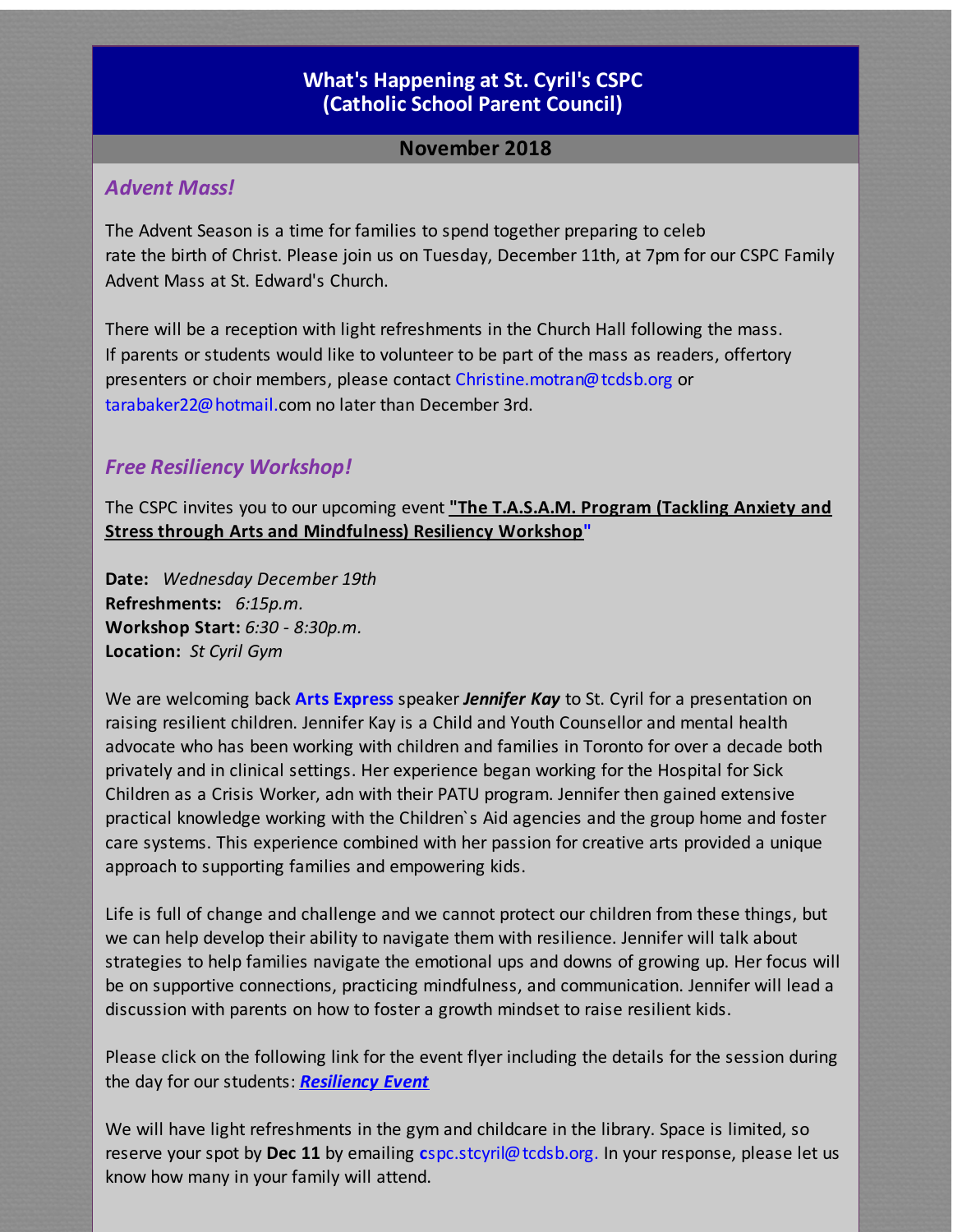# What's Happening at St. Cyril's CSPC (Catholic School Parent Council)

## November 2018

### *Advent Mass!*

The Advent Season is a time for families to spend together preparing to celeb rate the birth of Christ. Please join us on Tuesday, December 11th, at 7pm for our CSPC Family Advent Mass at St. Edward's Church.

There will be a reception with light refreshments in the Church Hall following the mass. If parents or students would like to volunteer to be part of the mass as readers, offertory presenters or choir members, please contact Christine.motran@tcdsb.org or tarabaker22@hotmail.com no later than December 3rd.

### *Free Resiliency Workshop!*

The CSPC invites you to our upcoming event **"The T.A.S.A.M. Program (Tackling Anxiety and Stress through Arts and Mindfulness) Resiliency Workshop"**

**Date:** *Wednesday December 19th*
**Refreshments:** *6:15p.m.*
**Workshop Start:** *6:30 - 8:30p.m.*
**Location:** *St Cyril Gym*

We are welcoming back **Arts Express** speaker ***Jennifer Kay*** to St. Cyril for a presentation on raising resilient children. Jennifer Kay is a Child and Youth Counsellor and mental health advocate who has been working with children and families in Toronto for over a decade both privately and in clinical settings. Her experience began working for the Hospital for Sick Children as a Crisis Worker, adn with their PATU program. Jennifer then gained extensive practical knowledge working with the Children`s Aid agencies and the group home and foster care systems. This experience combined with her passion for creative arts provided a unique approach to supporting families and empowering kids.

Life is full of change and challenge and we cannot protect our children from these things, but we can help develop their ability to navigate them with resilience. Jennifer will talk about strategies to help families navigate the emotional ups and downs of growing up. Her focus will be on supportive connections, practicing mindfulness, and communication. Jennifer will lead a discussion with parents on how to foster a growth mindset to raise resilient kids.

Please click on the following link for the event flyer including the details for the session during the day for our students: ***Resiliency Event***

We will have light refreshments in the gym and childcare in the library. Space is limited, so reserve your spot by **Dec 11** by emailing cspc.stcyril@tcdsb.org. In your response, please let us know how many in your family will attend.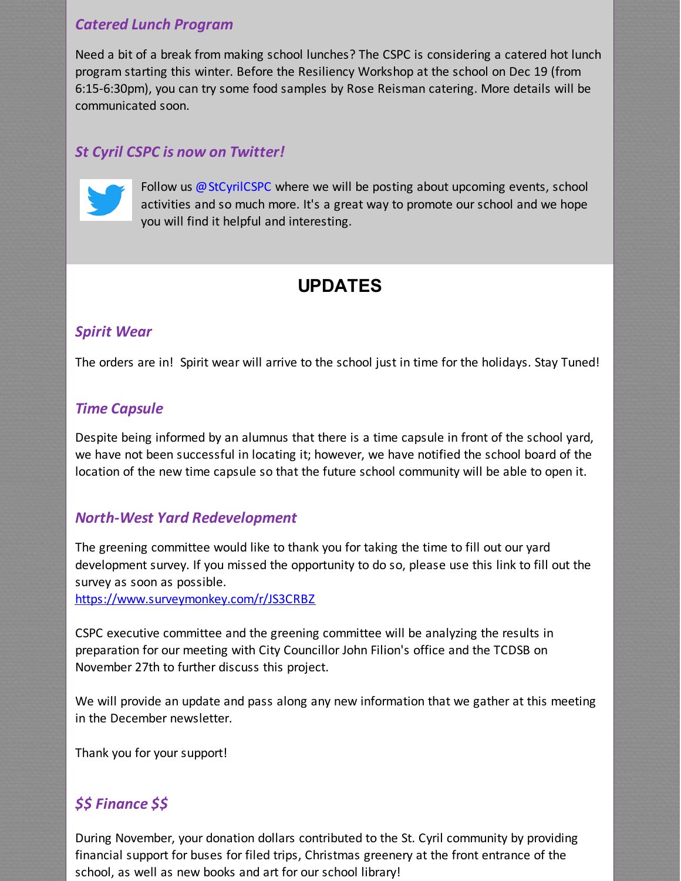### *Catered Lunch Program*

Need a bit of a break from making school lunches? The CSPC is considering a catered hot lunch program starting this winter. Before the Resiliency Workshop at the school on Dec 19 (from 6:15-6:30pm), you can try some food samples by Rose Reisman catering. More details will be communicated soon.

### *St Cyril CSPC is now on Twitter!*

Follow us @StCyrilCSPC where we will be posting about upcoming events, school activities and so much more. It's a great way to promote our school and we hope you will find it helpful and interesting.

## UPDATES

### *Spirit Wear*

The orders are in! Spirit wear will arrive to the school just in time for the holidays. Stay Tuned!

### *Time Capsule*

Despite being informed by an alumnus that there is a time capsule in front of the school yard, we have not been successful in locating it; however, we have notified the school board of the location of the new time capsule so that the future school community will be able to open it.

### *North-West Yard Redevelopment*

The greening committee would like to thank you for taking the time to fill out our yard development survey. If you missed the opportunity to do so, please use this link to fill out the survey as soon as possible.
https://www.surveymonkey.com/r/JS3CRBZ

CSPC executive committee and the greening committee will be analyzing the results in preparation for our meeting with City Councillor John Filion's office and the TCDSB on November 27th to further discuss this project.

We will provide an update and pass along any new information that we gather at this meeting in the December newsletter.

Thank you for your support!

### *$$ Finance $$*

During November, your donation dollars contributed to the St. Cyril community by providing financial support for buses for filed trips, Christmas greenery at the front entrance of the school, as well as new books and art for our school library!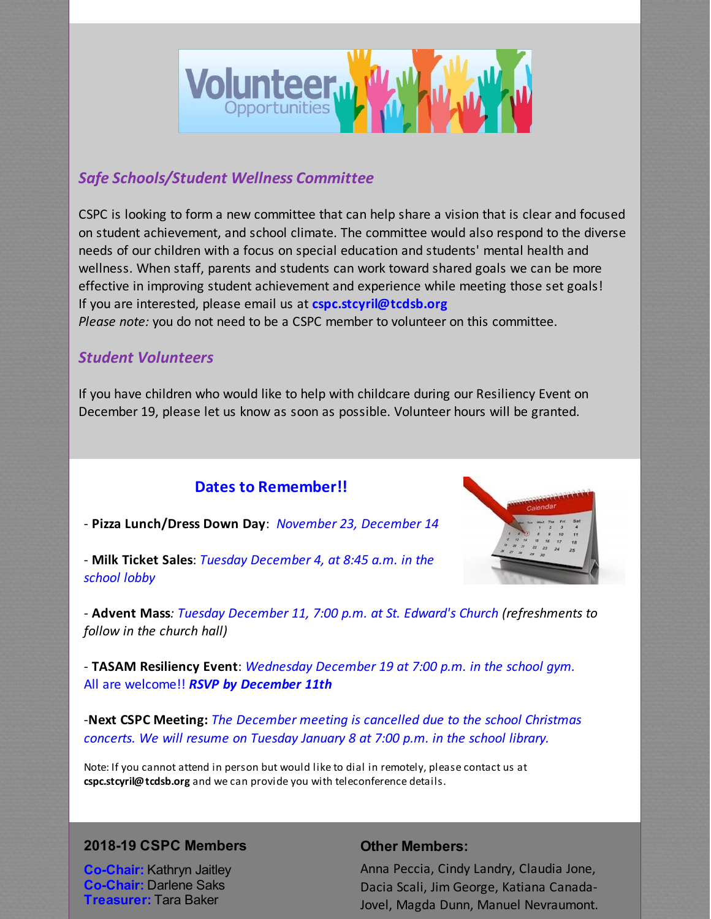## *Safe Schools/Student Wellness Committee*

CSPC is looking to form a new committee that can help share a vision that is clear and focused on student achievement, and school climate. The committee would also respond to the diverse needs of our children with a focus on special education and students' mental health and wellness. When staff, parents and students can work toward shared goals we can be more effective in improving student achievement and experience while meeting those set goals! If you are interested, please email us at **cspc.stcyril@tcdsb.org**
*Please note:* you do not need to be a CSPC member to volunteer on this committee.

## *Student Volunteers*

If you have children who would like to help with childcare during our Resiliency Event on December 19, please let us know as soon as possible. Volunteer hours will be granted.

## Dates to Remember!!

- **Pizza Lunch/Dress Down Day**: *November 23, December 14*

- **Milk Ticket Sales**: *Tuesday December 4, at 8:45 a.m. in the school lobby*

- **Advent Mass**: *Tuesday December 11, 7:00 p.m. at St. Edward's Church (refreshments to follow in the church hall)*

- **TASAM Resiliency Event**: *Wednesday December 19 at 7:00 p.m. in the school gym.* All are welcome!! ***RSVP by December 11th***

-**Next CSPC Meeting:** *The December meeting is cancelled due to the school Christmas concerts. We will resume on Tuesday January 8 at 7:00 p.m. in the school library.*

Note: If you cannot attend in person but would like to dial in remotely, please contact us at **cspc.stcyril@tcdsb.org** and we can provide you with teleconference details.

### 2018-19 CSPC Members

**Co-Chair:** Kathryn Jaitley
**Co-Chair:** Darlene Saks
**Treasurer:** Tara Baker

### Other Members:

Anna Peccia, Cindy Landry, Claudia Jone, Dacia Scali, Jim George, Katiana Canada-Jovel, Magda Dunn, Manuel Nevraumont.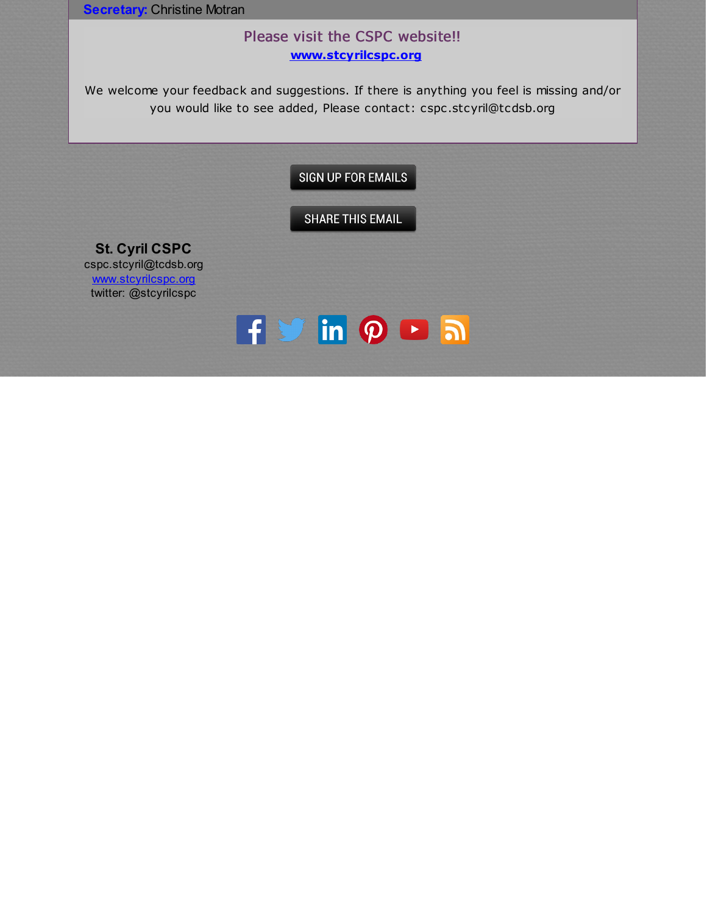**Secretary:** Christine Motran

## Please visit the CSPC website!!

**www.stcyrilcspc.org**

We welcome your feedback and suggestions. If there is anything you feel is missing and/or you would like to see added, Please contact: cspc.stcyril@tcdsb.org

SIGN UP FOR EMAILS

SHARE THIS EMAIL

**St. Cyril CSPC**
cspc.stcyril@tcdsb.org
www.stcyrilcspc.org
twitter: @stcyrilcspc